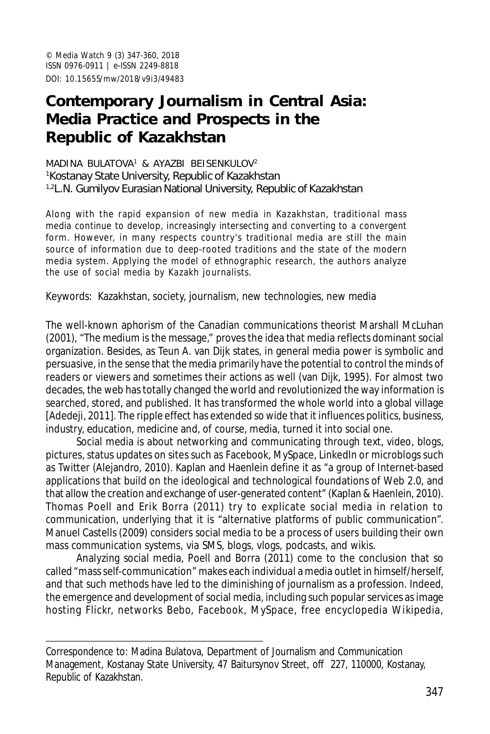© Media Watch 9 (3) 347-360, 2018
ISSN 0976-0911 | e-ISSN 2249-8818
DOI: 10.15655/mw/2018/v9i3/49483

# Contemporary Journalism in Central Asia: Media Practice and Prospects in the Republic of Kazakhstan

MADINA BULATOVA[1] & AYAZBI BEISENKULOV[2]
[1]Kostanay State University, Republic of Kazakhstan
[1,2]L.N. Gumilyov Eurasian National University, Republic of Kazakhstan

Along with the rapid expansion of new media in Kazakhstan, traditional mass media continue to develop, increasingly intersecting and converting to a convergent form. However, in many respects country's traditional media are still the main source of information due to deep-rooted traditions and the state of the modern media system. Applying the model of ethnographic research, the authors analyze the use of social media by Kazakh journalists.

Keywords: Kazakhstan, society, journalism, new technologies, new media

The well-known aphorism of the Canadian communications theorist Marshall McLuhan (2001), "The medium is the message," proves the idea that media reflects dominant social organization. Besides, as Teun A. van Dijk states, in general media power is symbolic and persuasive, in the sense that the media primarily have the potential to control the minds of readers or viewers and sometimes their actions as well (van Dijk, 1995). For almost two decades, the web has totally changed the world and revolutionized the way information is searched, stored, and published. It has transformed the whole world into a global village [Adedeji, 2011]. The ripple effect has extended so wide that it influences politics, business, industry, education, medicine and, of course, media, turned it into social one.

Social media is about networking and communicating through text, video, blogs, pictures, status updates on sites such as Facebook, MySpace, LinkedIn or microblogs such as Twitter (Alejandro, 2010). Kaplan and Haenlein define it as "a group of Internet-based applications that build on the ideological and technological foundations of Web 2.0, and that allow the creation and exchange of user-generated content" (Kaplan & Haenlein, 2010). Thomas Poell and Erik Borra (2011) try to explicate social media in relation to communication, underlying that it is "alternative platforms of public communication". Manuel Castells (2009) considers social media to be a process of users building their own mass communication systems, via SMS, blogs, vlogs, podcasts, and wikis.

Analyzing social media, Poell and Borra (2011) come to the conclusion that so called "mass self-communication" makes each individual a media outlet in himself/herself, and that such methods have led to the diminishing of journalism as a profession. Indeed, the emergence and development of social media, including such popular services as image hosting Flickr, networks Bebo, Facebook, MySpace, free encyclopedia Wikipedia,

Correspondence to: Madina Bulatova, Department of Journalism and Communication Management, Kostanay State University, 47 Baitursynov Street, off 227, 110000, Kostanay, Republic of Kazakhstan.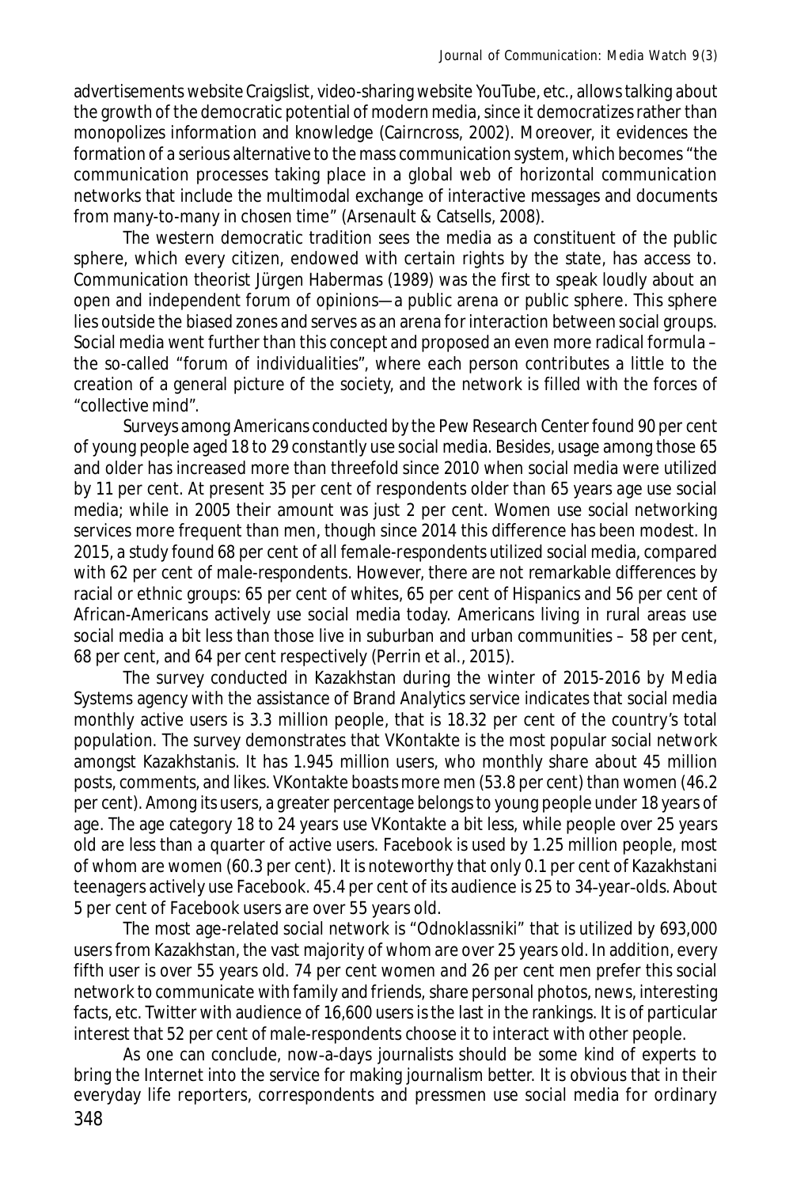advertisements website Craigslist, video-sharing website YouTube, etc., allows talking about the growth of the democratic potential of modern media, since it democratizes rather than monopolizes information and knowledge (Cairncross, 2002). Moreover, it evidences the formation of a serious alternative to the mass communication system, which becomes "the communication processes taking place in a global web of horizontal communication networks that include the multimodal exchange of interactive messages and documents from many-to-many in chosen time" (Arsenault & Catsells, 2008).

The western democratic tradition sees the media as a constituent of the public sphere, which every citizen, endowed with certain rights by the state, has access to. Communication theorist Jürgen Habermas (1989) was the first to speak loudly about an open and independent forum of opinions—a public arena or public sphere. This sphere lies outside the biased zones and serves as an arena for interaction between social groups. Social media went further than this concept and proposed an even more radical formula – the so-called "forum of individualities", where each person contributes a little to the creation of a general picture of the society, and the network is filled with the forces of "collective mind".

Surveys among Americans conducted by the Pew Research Center found 90 per cent of young people aged 18 to 29 constantly use social media. Besides, usage among those 65 and older has increased more than threefold since 2010 when social media were utilized by 11 per cent. At present 35 per cent of respondents older than 65 years age use social media; while in 2005 their amount was just 2 per cent. Women use social networking services more frequent than men, though since 2014 this difference has been modest. In 2015, a study found 68 per cent of all female-respondents utilized social media, compared with 62 per cent of male-respondents. However, there are not remarkable differences by racial or ethnic groups: 65 per cent of whites, 65 per cent of Hispanics and 56 per cent of African-Americans actively use social media today. Americans living in rural areas use social media a bit less than those live in suburban and urban communities – 58 per cent, 68 per cent, and 64 per cent respectively (Perrin et al., 2015).

The survey conducted in Kazakhstan during the winter of 2015-2016 by Media Systems agency with the assistance of Brand Analytics service indicates that social media monthly active users is 3.3 million people, that is 18.32 per cent of the country's total population. The survey demonstrates that VKontakte is the most popular social network amongst Kazakhstanis. It has 1.945 million users, who monthly share about 45 million posts, comments, and likes. VKontakte boasts more men (53.8 per cent) than women (46.2 per cent). Among its users, a greater percentage belongs to young people under 18 years of age. The age category 18 to 24 years use VKontakte a bit less, while people over 25 years old are less than a quarter of active users. Facebook is used by 1.25 million people, most of whom are women (60.3 per cent). It is noteworthy that only 0.1 per cent of Kazakhstani teenagers actively use Facebook. 45.4 per cent of its audience is 25 to 34-year-olds. About 5 per cent of Facebook users are over 55 years old.

The most age-related social network is "Odnoklassniki" that is utilized by 693,000 users from Kazakhstan, the vast majority of whom are over 25 years old. In addition, every fifth user is over 55 years old. 74 per cent women and 26 per cent men prefer this social network to communicate with family and friends, share personal photos, news, interesting facts, etc. Twitter with audience of 16,600 users is the last in the rankings. It is of particular interest that 52 per cent of male-respondents choose it to interact with other people.

As one can conclude, now-a-days journalists should be some kind of experts to bring the Internet into the service for making journalism better. It is obvious that in their everyday life reporters, correspondents and pressmen use social media for ordinary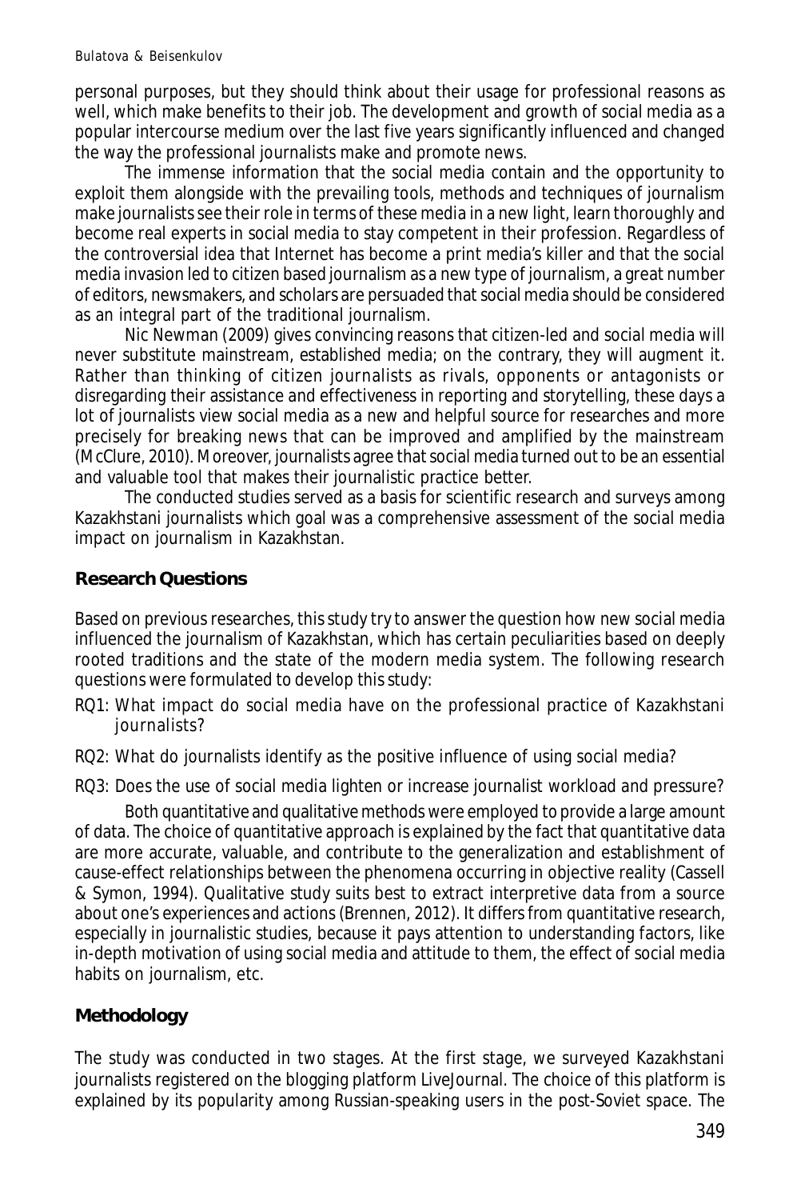personal purposes, but they should think about their usage for professional reasons as well, which make benefits to their job. The development and growth of social media as a popular intercourse medium over the last five years significantly influenced and changed the way the professional journalists make and promote news.

The immense information that the social media contain and the opportunity to exploit them alongside with the prevailing tools, methods and techniques of journalism make journalists see their role in terms of these media in a new light, learn thoroughly and become real experts in social media to stay competent in their profession. Regardless of the controversial idea that Internet has become a print media's killer and that the social media invasion led to citizen based journalism as a new type of journalism, a great number of editors, newsmakers, and scholars are persuaded that social media should be considered as an integral part of the traditional journalism.

Nic Newman (2009) gives convincing reasons that citizen-led and social media will never substitute mainstream, established media; on the contrary, they will augment it. Rather than thinking of citizen journalists as rivals, opponents or antagonists or disregarding their assistance and effectiveness in reporting and storytelling, these days a lot of journalists view social media as a new and helpful source for researches and more precisely for breaking news that can be improved and amplified by the mainstream (McClure, 2010). Moreover, journalists agree that social media turned out to be an essential and valuable tool that makes their journalistic practice better.

The conducted studies served as a basis for scientific research and surveys among Kazakhstani journalists which goal was a comprehensive assessment of the social media impact on journalism in Kazakhstan.

## Research Questions

Based on previous researches, this study try to answer the question how new social media influenced the journalism of Kazakhstan, which has certain peculiarities based on deeply rooted traditions and the state of the modern media system. The following research questions were formulated to develop this study:

RQ1: What impact do social media have on the professional practice of Kazakhstani journalists?

RQ2: What do journalists identify as the positive influence of using social media?

RQ3: Does the use of social media lighten or increase journalist workload and pressure?

Both quantitative and qualitative methods were employed to provide a large amount of data. The choice of quantitative approach is explained by the fact that quantitative data are more accurate, valuable, and contribute to the generalization and establishment of cause-effect relationships between the phenomena occurring in objective reality (Cassell & Symon, 1994). Qualitative study suits best to extract interpretive data from a source about one's experiences and actions (Brennen, 2012). It differs from quantitative research, especially in journalistic studies, because it pays attention to understanding factors, like in-depth motivation of using social media and attitude to them, the effect of social media habits on journalism, etc.

## Methodology

The study was conducted in two stages. At the first stage, we surveyed Kazakhstani journalists registered on the blogging platform LiveJournal. The choice of this platform is explained by its popularity among Russian-speaking users in the post-Soviet space. The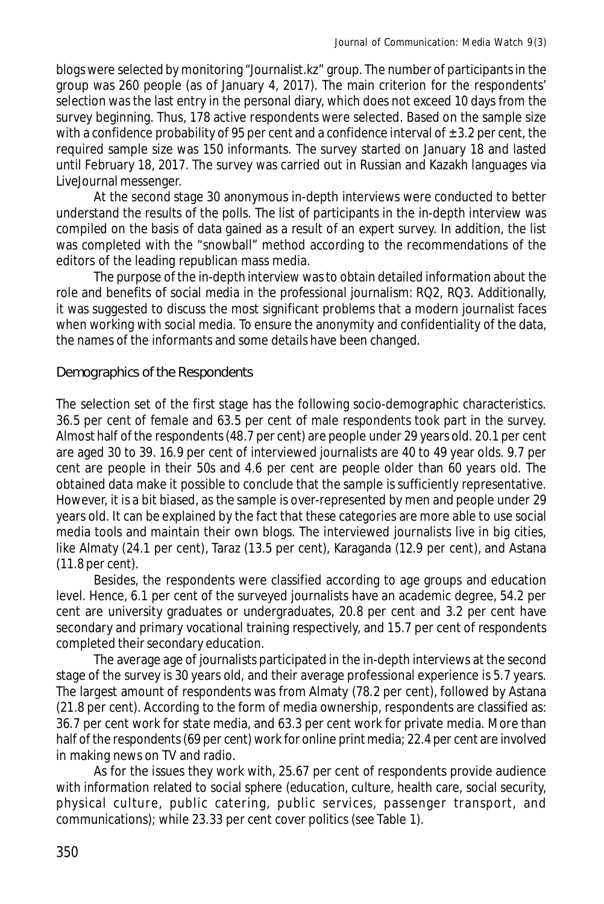blogs were selected by monitoring "Journalist.kz" group. The number of participants in the group was 260 people (as of January 4, 2017). The main criterion for the respondents' selection was the last entry in the personal diary, which does not exceed 10 days from the survey beginning. Thus, 178 active respondents were selected. Based on the sample size with a confidence probability of 95 per cent and a confidence interval of ± 3.2 per cent, the required sample size was 150 informants. The survey started on January 18 and lasted until February 18, 2017. The survey was carried out in Russian and Kazakh languages via LiveJournal messenger.

At the second stage 30 anonymous in-depth interviews were conducted to better understand the results of the polls. The list of participants in the in-depth interview was compiled on the basis of data gained as a result of an expert survey. In addition, the list was completed with the "snowball" method according to the recommendations of the editors of the leading republican mass media.

The purpose of the in-depth interview was to obtain detailed information about the role and benefits of social media in the professional journalism: RQ2, RQ3. Additionally, it was suggested to discuss the most significant problems that a modern journalist faces when working with social media. To ensure the anonymity and confidentiality of the data, the names of the informants and some details have been changed.

## Demographics of the Respondents

The selection set of the first stage has the following socio-demographic characteristics. 36.5 per cent of female and 63.5 per cent of male respondents took part in the survey. Almost half of the respondents (48.7 per cent) are people under 29 years old. 20.1 per cent are aged 30 to 39. 16.9 per cent of interviewed journalists are 40 to 49 year olds. 9.7 per cent are people in their 50s and 4.6 per cent are people older than 60 years old. The obtained data make it possible to conclude that the sample is sufficiently representative. However, it is a bit biased, as the sample is over-represented by men and people under 29 years old. It can be explained by the fact that these categories are more able to use social media tools and maintain their own blogs. The interviewed journalists live in big cities, like Almaty (24.1 per cent), Taraz (13.5 per cent), Karaganda (12.9 per cent), and Astana (11.8 per cent).

Besides, the respondents were classified according to age groups and education level. Hence, 6.1 per cent of the surveyed journalists have an academic degree, 54.2 per cent are university graduates or undergraduates, 20.8 per cent and 3.2 per cent have secondary and primary vocational training respectively, and 15.7 per cent of respondents completed their secondary education.

The average age of journalists participated in the in-depth interviews at the second stage of the survey is 30 years old, and their average professional experience is 5.7 years. The largest amount of respondents was from Almaty (78.2 per cent), followed by Astana (21.8 per cent). According to the form of media ownership, respondents are classified as: 36.7 per cent work for state media, and 63.3 per cent work for private media. More than half of the respondents (69 per cent) work for online print media; 22.4 per cent are involved in making news on TV and radio.

As for the issues they work with, 25.67 per cent of respondents provide audience with information related to social sphere (education, culture, health care, social security, physical culture, public catering, public services, passenger transport, and communications); while 23.33 per cent cover politics (see Table 1).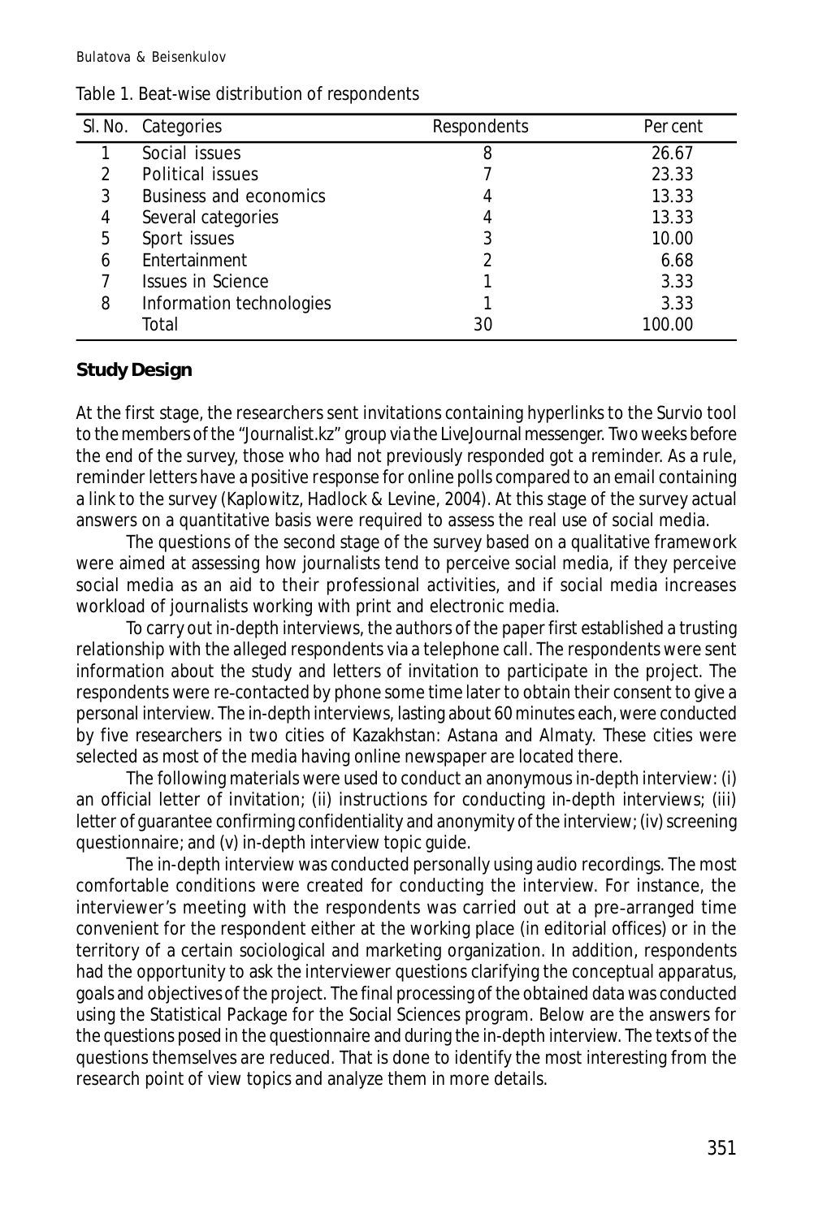Table 1. Beat-wise distribution of respondents

| Sl. No. | Categories | Respondents | Per cent |
|---|---|---|---|
| 1 | Social issues | 8 | 26.67 |
| 2 | Political issues | 7 | 23.33 |
| 3 | Business and economics | 4 | 13.33 |
| 4 | Several categories | 4 | 13.33 |
| 5 | Sport issues | 3 | 10.00 |
| 6 | Entertainment | 2 | 6.68 |
| 7 | Issues in Science | 1 | 3.33 |
| 8 | Information technologies | 1 | 3.33 |
| | Total | 30 | 100.00 |

## Study Design

At the first stage, the researchers sent invitations containing hyperlinks to the Survio tool to the members of the "Journalist.kz" group via the LiveJournal messenger. Two weeks before the end of the survey, those who had not previously responded got a reminder. As a rule, reminder letters have a positive response for online polls compared to an email containing a link to the survey (Kaplowitz, Hadlock & Levine, 2004). At this stage of the survey actual answers on a quantitative basis were required to assess the real use of social media.

The questions of the second stage of the survey based on a qualitative framework were aimed at assessing how journalists tend to perceive social media, if they perceive social media as an aid to their professional activities, and if social media increases workload of journalists working with print and electronic media.

To carry out in-depth interviews, the authors of the paper first established a trusting relationship with the alleged respondents via a telephone call. The respondents were sent information about the study and letters of invitation to participate in the project. The respondents were re-contacted by phone some time later to obtain their consent to give a personal interview. The in-depth interviews, lasting about 60 minutes each, were conducted by five researchers in two cities of Kazakhstan: Astana and Almaty. These cities were selected as most of the media having online newspaper are located there.

The following materials were used to conduct an anonymous in-depth interview: (i) an official letter of invitation; (ii) instructions for conducting in-depth interviews; (iii) letter of guarantee confirming confidentiality and anonymity of the interview; (iv) screening questionnaire; and (v) in-depth interview topic guide.

The in-depth interview was conducted personally using audio recordings. The most comfortable conditions were created for conducting the interview. For instance, the interviewer's meeting with the respondents was carried out at a pre-arranged time convenient for the respondent either at the working place (in editorial offices) or in the territory of a certain sociological and marketing organization. In addition, respondents had the opportunity to ask the interviewer questions clarifying the conceptual apparatus, goals and objectives of the project. The final processing of the obtained data was conducted using the Statistical Package for the Social Sciences program. Below are the answers for the questions posed in the questionnaire and during the in-depth interview. The texts of the questions themselves are reduced. That is done to identify the most interesting from the research point of view topics and analyze them in more details.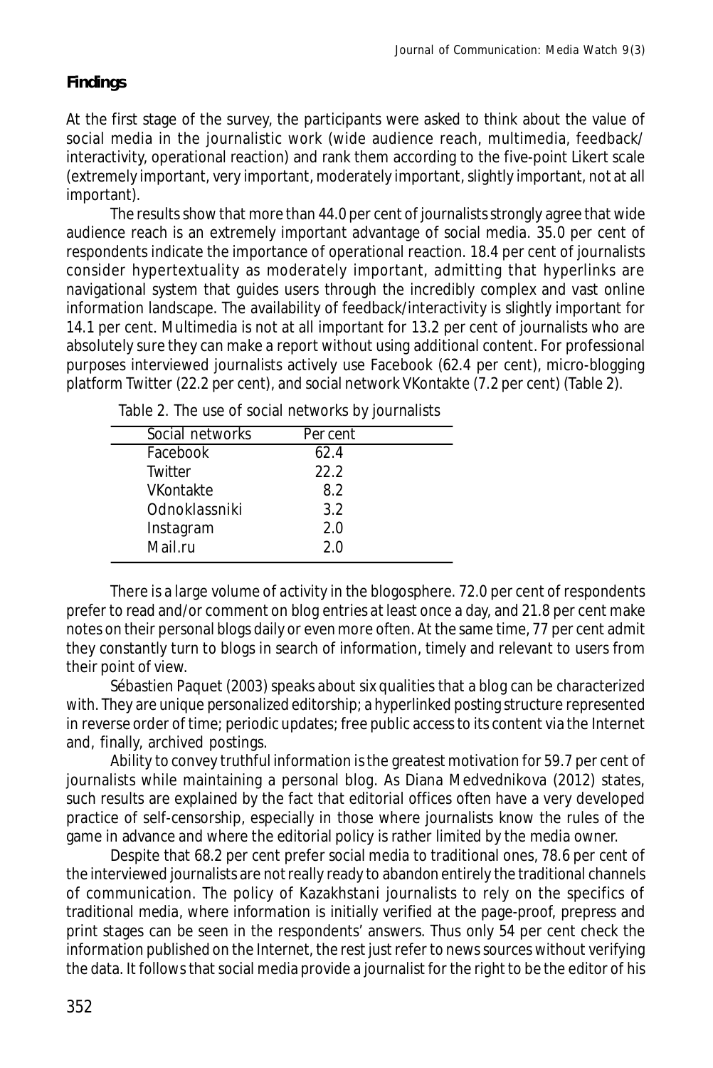**Findings**

At the first stage of the survey, the participants were asked to think about the value of social media in the journalistic work (wide audience reach, multimedia, feedback/interactivity, operational reaction) and rank them according to the five-point Likert scale (extremely important, very important, moderately important, slightly important, not at all important).

The results show that more than 44.0 per cent of journalists strongly agree that wide audience reach is an extremely important advantage of social media. 35.0 per cent of respondents indicate the importance of operational reaction. 18.4 per cent of journalists consider hypertextuality as moderately important, admitting that hyperlinks are navigational system that guides users through the incredibly complex and vast online information landscape. The availability of feedback/interactivity is slightly important for 14.1 per cent. Multimedia is not at all important for 13.2 per cent of journalists who are absolutely sure they can make a report without using additional content. For professional purposes interviewed journalists actively use Facebook (62.4 per cent), micro-blogging platform Twitter (22.2 per cent), and social network VKontakte (7.2 per cent) (Table 2).

Table 2. The use of social networks by journalists

| Social networks | Per cent |
|---|---|
| Facebook | 62.4 |
| Twitter | 22.2 |
| VKontakte | 8.2 |
| Odnoklassniki | 3.2 |
| Instagram | 2.0 |
| Mail.ru | 2.0 |

There is a large volume of activity in the blogosphere. 72.0 per cent of respondents prefer to read and/or comment on blog entries at least once a day, and 21.8 per cent make notes on their personal blogs daily or even more often. At the same time, 77 per cent admit they constantly turn to blogs in search of information, timely and relevant to users from their point of view.

Sébastien Paquet (2003) speaks about six qualities that a blog can be characterized with. They are unique personalized editorship; a hyperlinked posting structure represented in reverse order of time; periodic updates; free public access to its content via the Internet and, finally, archived postings.

Ability to convey truthful information is the greatest motivation for 59.7 per cent of journalists while maintaining a personal blog. As Diana Medvednikova (2012) states, such results are explained by the fact that editorial offices often have a very developed practice of self-censorship, especially in those where journalists know the rules of the game in advance and where the editorial policy is rather limited by the media owner.

Despite that 68.2 per cent prefer social media to traditional ones, 78.6 per cent of the interviewed journalists are not really ready to abandon entirely the traditional channels of communication. The policy of Kazakhstani journalists to rely on the specifics of traditional media, where information is initially verified at the page-proof, prepress and print stages can be seen in the respondents' answers. Thus only 54 per cent check the information published on the Internet, the rest just refer to news sources without verifying the data. It follows that social media provide a journalist for the right to be the editor of his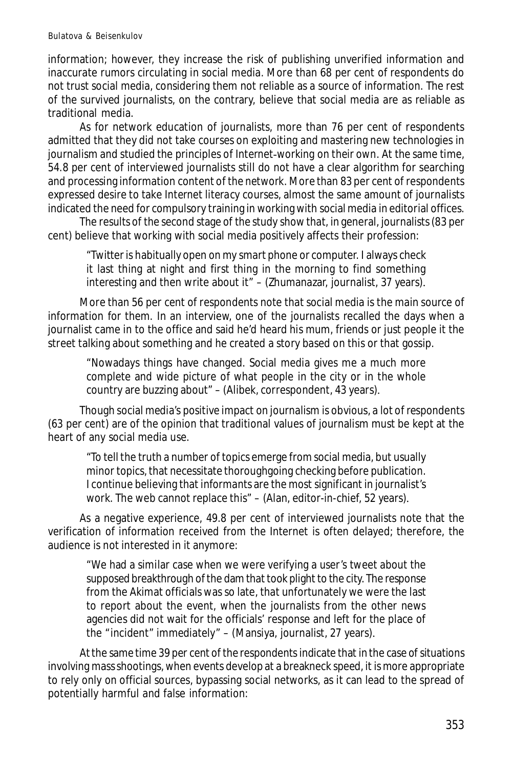information; however, they increase the risk of publishing unverified information and inaccurate rumors circulating in social media. More than 68 per cent of respondents do not trust social media, considering them not reliable as a source of information. The rest of the survived journalists, on the contrary, believe that social media are as reliable as traditional media.

As for network education of journalists, more than 76 per cent of respondents admitted that they did not take courses on exploiting and mastering new technologies in journalism and studied the principles of Internet-working on their own. At the same time, 54.8 per cent of interviewed journalists still do not have a clear algorithm for searching and processing information content of the network. More than 83 per cent of respondents expressed desire to take Internet literacy courses, almost the same amount of journalists indicated the need for compulsory training in working with social media in editorial offices.

The results of the second stage of the study show that, in general, journalists (83 per cent) believe that working with social media positively affects their profession:

> "Twitter is habitually open on my smart phone or computer. I always check it last thing at night and first thing in the morning to find something interesting and then write about it" – (Zhumanazar, journalist, 37 years).

More than 56 per cent of respondents note that social media is the main source of information for them. In an interview, one of the journalists recalled the days when a journalist came in to the office and said he'd heard his mum, friends or just people it the street talking about something and he created a story based on this or that gossip.

> "Nowadays things have changed. Social media gives me a much more complete and wide picture of what people in the city or in the whole country are buzzing about" – (Alibek, correspondent, 43 years).

Though social media's positive impact on journalism is obvious, a lot of respondents (63 per cent) are of the opinion that traditional values of journalism must be kept at the heart of any social media use.

> "To tell the truth a number of topics emerge from social media, but usually minor topics, that necessitate thoroughgoing checking before publication. I continue believing that informants are the most significant in journalist's work. The web cannot replace this" – (Alan, editor-in-chief, 52 years).

As a negative experience, 49.8 per cent of interviewed journalists note that the verification of information received from the Internet is often delayed; therefore, the audience is not interested in it anymore:

> "We had a similar case when we were verifying a user's tweet about the supposed breakthrough of the dam that took plight to the city. The response from the Akimat officials was so late, that unfortunately we were the last to report about the event, when the journalists from the other news agencies did not wait for the officials' response and left for the place of the "incident" immediately" – (Mansiya, journalist, 27 years).

At the same time 39 per cent of the respondents indicate that in the case of situations involving mass shootings, when events develop at a breakneck speed, it is more appropriate to rely only on official sources, bypassing social networks, as it can lead to the spread of potentially harmful and false information: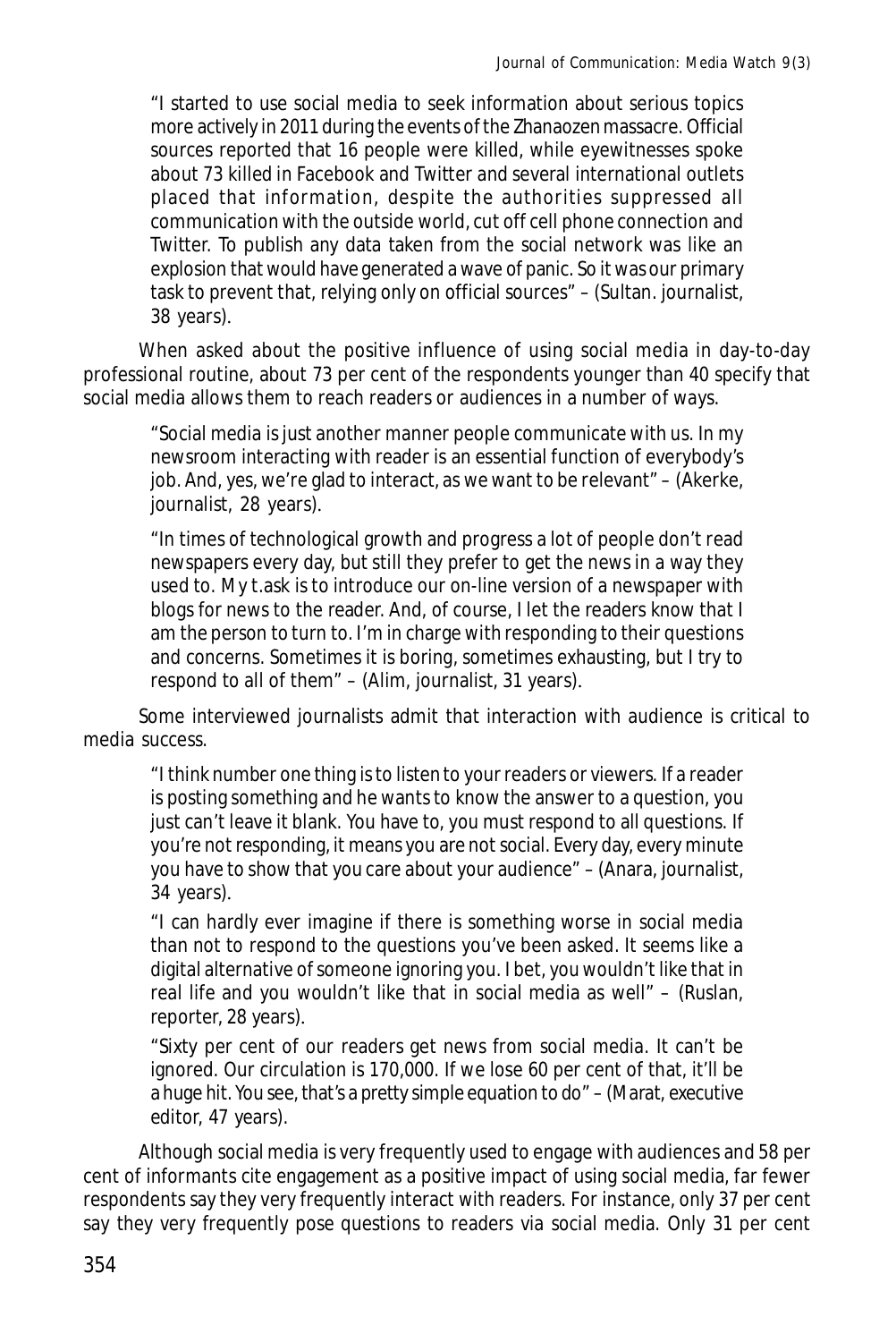"I started to use social media to seek information about serious topics more actively in 2011 during the events of the Zhanaozen massacre. Official sources reported that 16 people were killed, while eyewitnesses spoke about 73 killed in Facebook and Twitter and several international outlets placed that information, despite the authorities suppressed all communication with the outside world, cut off cell phone connection and Twitter. To publish any data taken from the social network was like an explosion that would have generated a wave of panic. So it was our primary task to prevent that, relying only on official sources" – (Sultan. journalist, 38 years).

When asked about the positive influence of using social media in day-to-day professional routine, about 73 per cent of the respondents younger than 40 specify that social media allows them to reach readers or audiences in a number of ways.

"Social media is just another manner people communicate with us. In my newsroom interacting with reader is an essential function of everybody's job. And, yes, we're glad to interact, as we want to be relevant" – (Akerke, journalist, 28 years).

"In times of technological growth and progress a lot of people don't read newspapers every day, but still they prefer to get the news in a way they used to. My t.ask is to introduce our on-line version of a newspaper with blogs for news to the reader. And, of course, I let the readers know that I am the person to turn to. I'm in charge with responding to their questions and concerns. Sometimes it is boring, sometimes exhausting, but I try to respond to all of them" – (Alim, journalist, 31 years).

Some interviewed journalists admit that interaction with audience is critical to media success.

"I think number one thing is to listen to your readers or viewers. If a reader is posting something and he wants to know the answer to a question, you just can't leave it blank. You have to, you must respond to all questions. If you're not responding, it means you are not social. Every day, every minute you have to show that you care about your audience" – (Anara, journalist, 34 years).

"I can hardly ever imagine if there is something worse in social media than not to respond to the questions you've been asked. It seems like a digital alternative of someone ignoring you. I bet, you wouldn't like that in real life and you wouldn't like that in social media as well" – (Ruslan, reporter, 28 years).

"Sixty per cent of our readers get news from social media. It can't be ignored. Our circulation is 170,000. If we lose 60 per cent of that, it'll be a huge hit. You see, that's a pretty simple equation to do" – (Marat, executive editor, 47 years).

Although social media is very frequently used to engage with audiences and 58 per cent of informants cite engagement as a positive impact of using social media, far fewer respondents say they very frequently interact with readers. For instance, only 37 per cent say they very frequently pose questions to readers via social media. Only 31 per cent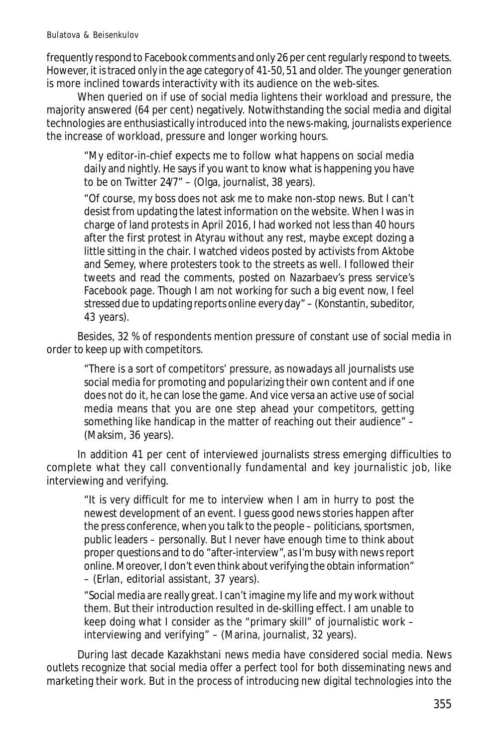frequently respond to Facebook comments and only 26 per cent regularly respond to tweets. However, it is traced only in the age category of 41-50, 51 and older. The younger generation is more inclined towards interactivity with its audience on the web-sites.

When queried on if use of social media lightens their workload and pressure, the majority answered (64 per cent) negatively. Notwithstanding the social media and digital technologies are enthusiastically introduced into the news-making, journalists experience the increase of workload, pressure and longer working hours.

> "My editor-in-chief expects me to follow what happens on social media daily and nightly. He says if you want to know what is happening you have to be on Twitter 24/7" – (Olga, journalist, 38 years).
>
> "Of course, my boss does not ask me to make non-stop news. But I can't desist from updating the latest information on the website. When I was in charge of land protests in April 2016, I had worked not less than 40 hours after the first protest in Atyrau without any rest, maybe except dozing a little sitting in the chair. I watched videos posted by activists from Aktobe and Semey, where protesters took to the streets as well. I followed their tweets and read the comments, posted on Nazarbaev's press service's Facebook page. Though I am not working for such a big event now, I feel stressed due to updating reports online every day" – (Konstantin, subeditor, 43 years).

Besides, 32 % of respondents mention pressure of constant use of social media in order to keep up with competitors.

> "There is a sort of competitors' pressure, as nowadays all journalists use social media for promoting and popularizing their own content and if one does not do it, he can lose the game. And vice versa an active use of social media means that you are one step ahead your competitors, getting something like handicap in the matter of reaching out their audience" – (Maksim, 36 years).

In addition 41 per cent of interviewed journalists stress emerging difficulties to complete what they call conventionally fundamental and key journalistic job, like interviewing and verifying.

> "It is very difficult for me to interview when I am in hurry to post the newest development of an event. I guess good news stories happen after the press conference, when you talk to the people – politicians, sportsmen, public leaders – personally. But I never have enough time to think about proper questions and to do "after-interview", as I'm busy with news report online. Moreover, I don't even think about verifying the obtain information" – (Erlan, editorial assistant, 37 years).
>
> "Social media are really great. I can't imagine my life and my work without them. But their introduction resulted in de-skilling effect. I am unable to keep doing what I consider as the "primary skill" of journalistic work – interviewing and verifying" – (Marina, journalist, 32 years).

During last decade Kazakhstani news media have considered social media. News outlets recognize that social media offer a perfect tool for both disseminating news and marketing their work. But in the process of introducing new digital technologies into the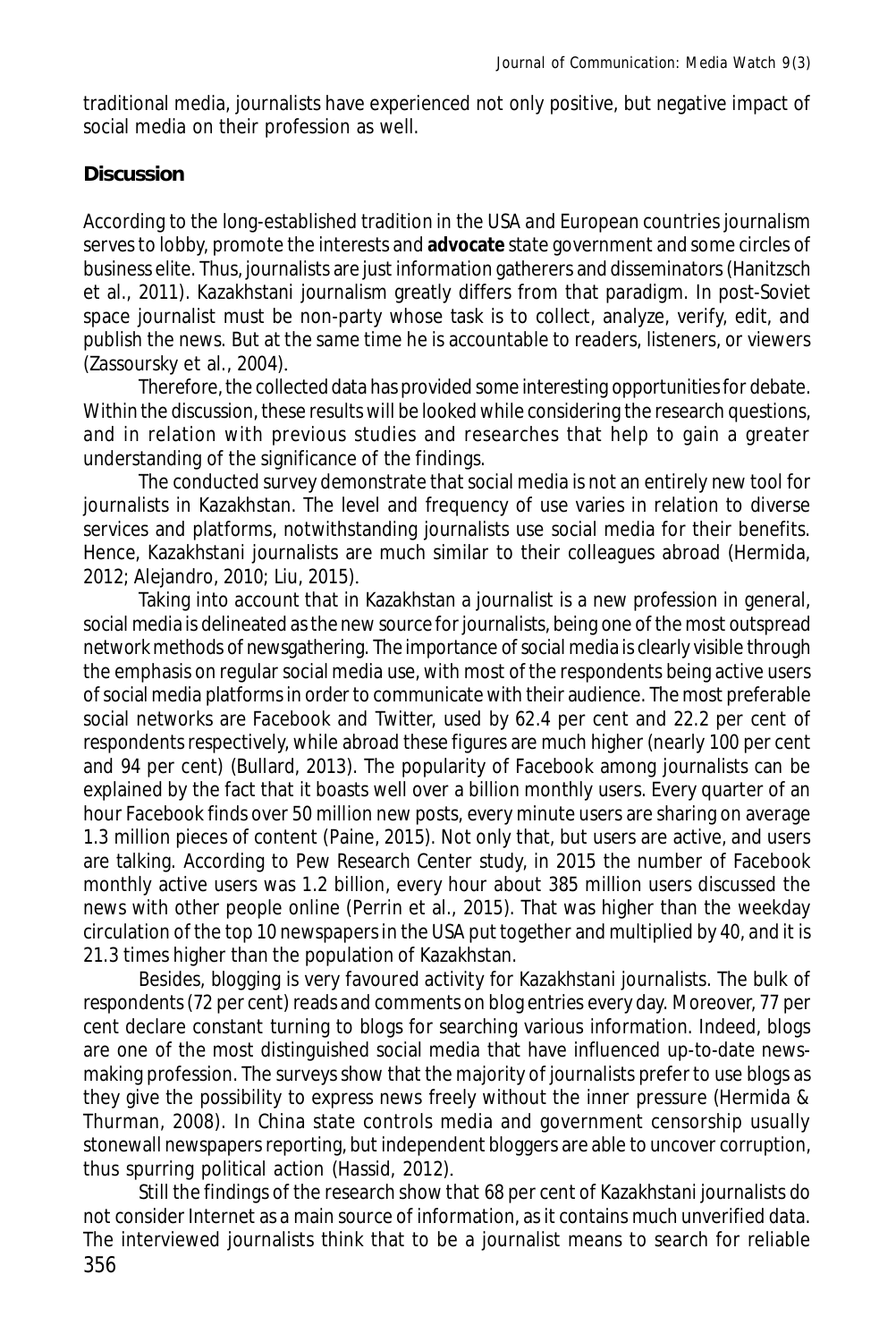traditional media, journalists have experienced not only positive, but negative impact of social media on their profession as well.

## Discussion

According to the long-established tradition in the USA and European countries journalism serves to lobby, promote the interests and **advocate** state government and some circles of business elite. Thus, journalists are just information gatherers and disseminators (Hanitzsch et al., 2011). Kazakhstani journalism greatly differs from that paradigm. In post-Soviet space journalist must be non-party whose task is to collect, analyze, verify, edit, and publish the news. But at the same time he is accountable to readers, listeners, or viewers (Zassoursky et al., 2004).

Therefore, the collected data has provided some interesting opportunities for debate. Within the discussion, these results will be looked while considering the research questions, and in relation with previous studies and researches that help to gain a greater understanding of the significance of the findings.

The conducted survey demonstrate that social media is not an entirely new tool for journalists in Kazakhstan. The level and frequency of use varies in relation to diverse services and platforms, notwithstanding journalists use social media for their benefits. Hence, Kazakhstani journalists are much similar to their colleagues abroad (Hermida, 2012; Alejandro, 2010; Liu, 2015).

Taking into account that in Kazakhstan a journalist is a new profession in general, social media is delineated as the new source for journalists, being one of the most outspread network methods of newsgathering. The importance of social media is clearly visible through the emphasis on regular social media use, with most of the respondents being active users of social media platforms in order to communicate with their audience. The most preferable social networks are Facebook and Twitter, used by 62.4 per cent and 22.2 per cent of respondents respectively, while abroad these figures are much higher (nearly 100 per cent and 94 per cent) (Bullard, 2013). The popularity of Facebook among journalists can be explained by the fact that it boasts well over a billion monthly users. Every quarter of an hour Facebook finds over 50 million new posts, every minute users are sharing on average 1.3 million pieces of content (Paine, 2015). Not only that, but users are active, and users are talking. According to Pew Research Center study, in 2015 the number of Facebook monthly active users was 1.2 billion, every hour about 385 million users discussed the news with other people online (Perrin et al., 2015). That was higher than the weekday circulation of the top 10 newspapers in the USA put together and multiplied by 40, and it is 21.3 times higher than the population of Kazakhstan.

Besides, blogging is very favoured activity for Kazakhstani journalists. The bulk of respondents (72 per cent) reads and comments on blog entries every day. Moreover, 77 per cent declare constant turning to blogs for searching various information. Indeed, blogs are one of the most distinguished social media that have influenced up-to-date news-making profession. The surveys show that the majority of journalists prefer to use blogs as they give the possibility to express news freely without the inner pressure (Hermida & Thurman, 2008). In China state controls media and government censorship usually stonewall newspapers reporting, but independent bloggers are able to uncover corruption, thus spurring political action (Hassid, 2012).

Still the findings of the research show that 68 per cent of Kazakhstani journalists do not consider Internet as a main source of information, as it contains much unverified data. The interviewed journalists think that to be a journalist means to search for reliable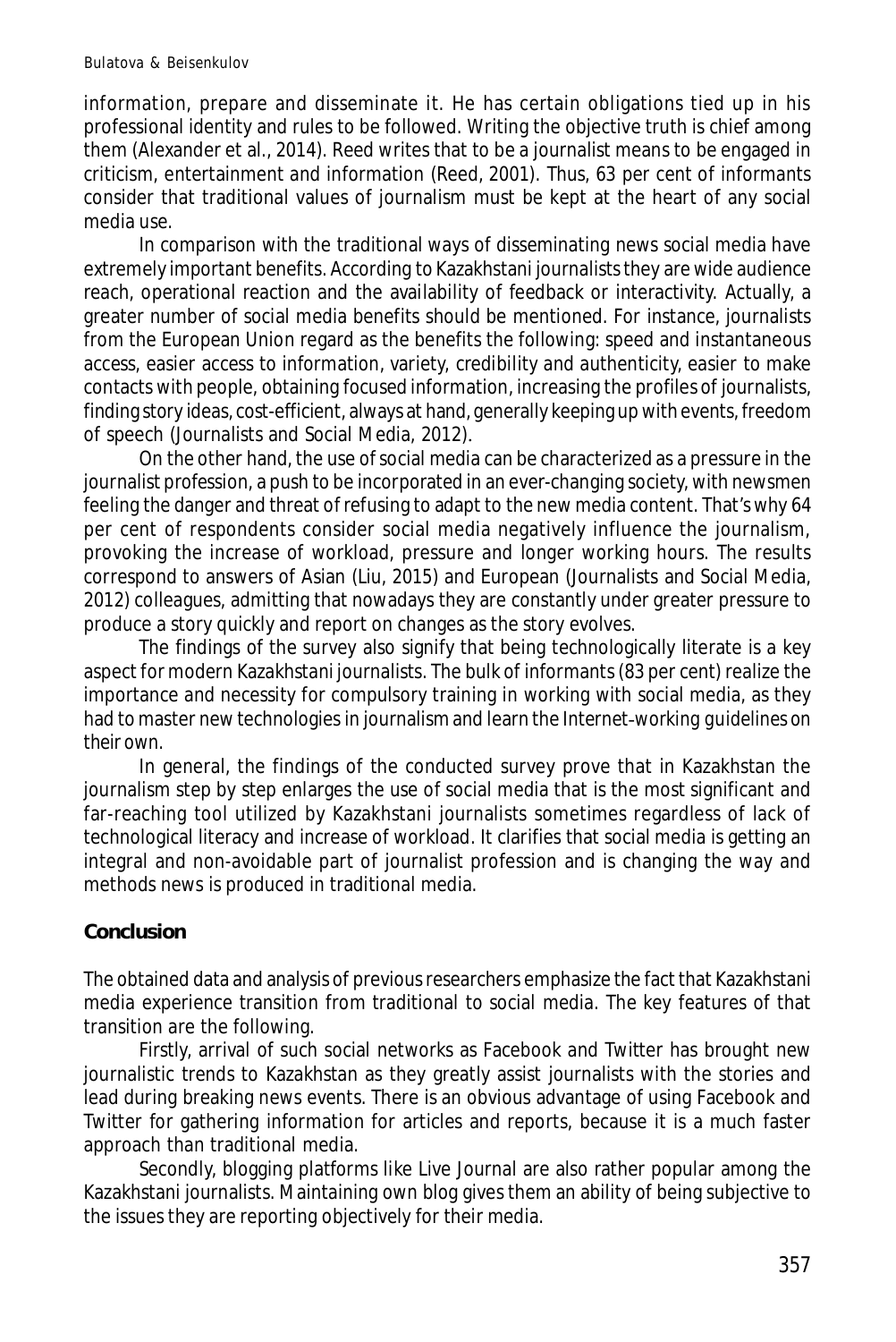information, prepare and disseminate it. He has certain obligations tied up in his professional identity and rules to be followed. Writing the objective truth is chief among them (Alexander et al., 2014). Reed writes that to be a journalist means to be engaged in criticism, entertainment and information (Reed, 2001). Thus, 63 per cent of informants consider that traditional values of journalism must be kept at the heart of any social media use.

In comparison with the traditional ways of disseminating news social media have extremely important benefits. According to Kazakhstani journalists they are wide audience reach, operational reaction and the availability of feedback or interactivity. Actually, a greater number of social media benefits should be mentioned. For instance, journalists from the European Union regard as the benefits the following: speed and instantaneous access, easier access to information, variety, credibility and authenticity, easier to make contacts with people, obtaining focused information, increasing the profiles of journalists, finding story ideas, cost-efficient, always at hand, generally keeping up with events, freedom of speech (Journalists and Social Media, 2012).

On the other hand, the use of social media can be characterized as a pressure in the journalist profession, a push to be incorporated in an ever-changing society, with newsmen feeling the danger and threat of refusing to adapt to the new media content. That's why 64 per cent of respondents consider social media negatively influence the journalism, provoking the increase of workload, pressure and longer working hours. The results correspond to answers of Asian (Liu, 2015) and European (Journalists and Social Media, 2012) colleagues, admitting that nowadays they are constantly under greater pressure to produce a story quickly and report on changes as the story evolves.

The findings of the survey also signify that being technologically literate is a key aspect for modern Kazakhstani journalists. The bulk of informants (83 per cent) realize the importance and necessity for compulsory training in working with social media, as they had to master new technologies in journalism and learn the Internet-working guidelines on their own.

In general, the findings of the conducted survey prove that in Kazakhstan the journalism step by step enlarges the use of social media that is the most significant and far-reaching tool utilized by Kazakhstani journalists sometimes regardless of lack of technological literacy and increase of workload. It clarifies that social media is getting an integral and non-avoidable part of journalist profession and is changing the way and methods news is produced in traditional media.

## Conclusion

The obtained data and analysis of previous researchers emphasize the fact that Kazakhstani media experience transition from traditional to social media. The key features of that transition are the following.

Firstly, arrival of such social networks as Facebook and Twitter has brought new journalistic trends to Kazakhstan as they greatly assist journalists with the stories and lead during breaking news events. There is an obvious advantage of using Facebook and Twitter for gathering information for articles and reports, because it is a much faster approach than traditional media.

Secondly, blogging platforms like Live Journal are also rather popular among the Kazakhstani journalists. Maintaining own blog gives them an ability of being subjective to the issues they are reporting objectively for their media.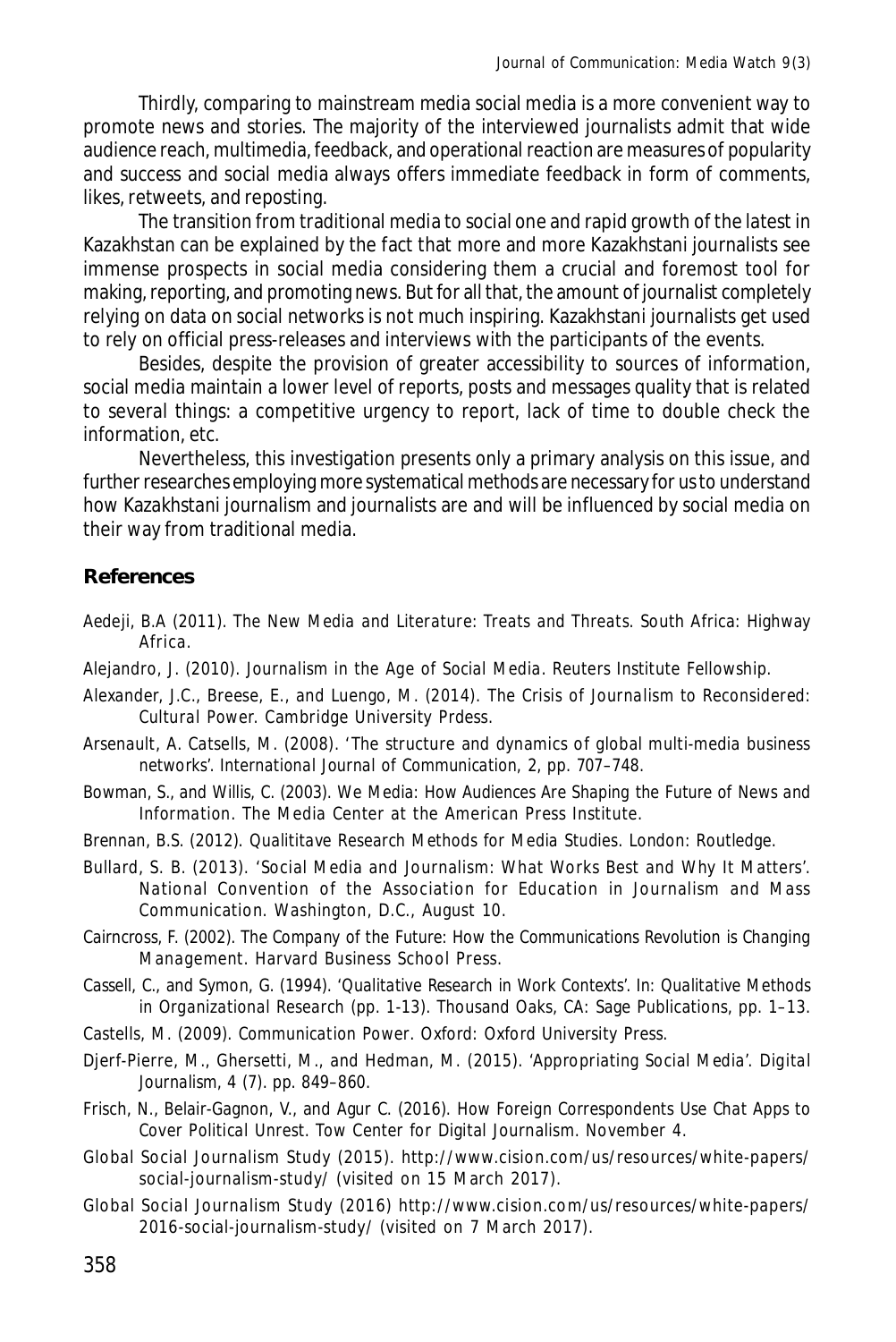Thirdly, comparing to mainstream media social media is a more convenient way to promote news and stories. The majority of the interviewed journalists admit that wide audience reach, multimedia, feedback, and operational reaction are measures of popularity and success and social media always offers immediate feedback in form of comments, likes, retweets, and reposting.

The transition from traditional media to social one and rapid growth of the latest in Kazakhstan can be explained by the fact that more and more Kazakhstani journalists see immense prospects in social media considering them a crucial and foremost tool for making, reporting, and promoting news. But for all that, the amount of journalist completely relying on data on social networks is not much inspiring. Kazakhstani journalists get used to rely on official press-releases and interviews with the participants of the events.

Besides, despite the provision of greater accessibility to sources of information, social media maintain a lower level of reports, posts and messages quality that is related to several things: a competitive urgency to report, lack of time to double check the information, etc.

Nevertheless, this investigation presents only a primary analysis on this issue, and further researches employing more systematical methods are necessary for us to understand how Kazakhstani journalism and journalists are and will be influenced by social media on their way from traditional media.

## References

Aedeji, B.A (2011). *The New Media and Literature: Treats and Threats*. South Africa: Highway Africa.

Alejandro, J. (2010). *Journalism in the Age of Social Media*. Reuters Institute Fellowship.

Alexander, J.C., Breese, E., and Luengo, M. (2014). *The Crisis of Journalism to Reconsidered: Cultural Power*. Cambridge University Prdess.

Arsenault, A. Catsells, M. (2008). 'The structure and dynamics of global multi-media business networks'. *International Journal of Communication*, 2, pp. 707–748.

Bowman, S., and Willis, C. (2003). *We Media: How Audiences Are Shaping the Future of News and Information*. The Media Center at the American Press Institute.

Brennan, B.S. (2012). *Qualititave Research Methods for Media Studies*. London: Routledge.

Bullard, S. B. (2013). 'Social Media and Journalism: What Works Best and Why It Matters'. *National Convention of the Association for Education in Journalism and Mass Communication*. Washington, D.C., August 10.

Cairncross, F. (2002). *The Company of the Future: How the Communications Revolution is Changing Management*. Harvard Business School Press.

Cassell, C., and Symon, G. (1994). 'Qualitative Research in Work Contexts'. In: *Qualitative Methods in Organizational Research* (pp. 1-13). Thousand Oaks, CA: Sage Publications, pp. 1–13.

Castells, M. (2009). *Communication Power*. Oxford: Oxford University Press.

Djerf-Pierre, M., Ghersetti, M., and Hedman, M. (2015). 'Appropriating Social Media'. *Digital Journalism*, 4 (7). pp. 849–860.

Frisch, N., Belair-Gagnon, V., and Agur C. (2016). *How Foreign Correspondents Use Chat Apps to Cover Political Unrest*. Tow Center for Digital Journalism. November 4.

Global Social Journalism Study (2015). http://www.cision.com/us/resources/white-papers/social-journalism-study/ (visited on 15 March 2017).

Global Social Journalism Study (2016) http://www.cision.com/us/resources/white-papers/2016-social-journalism-study/ (visited on 7 March 2017).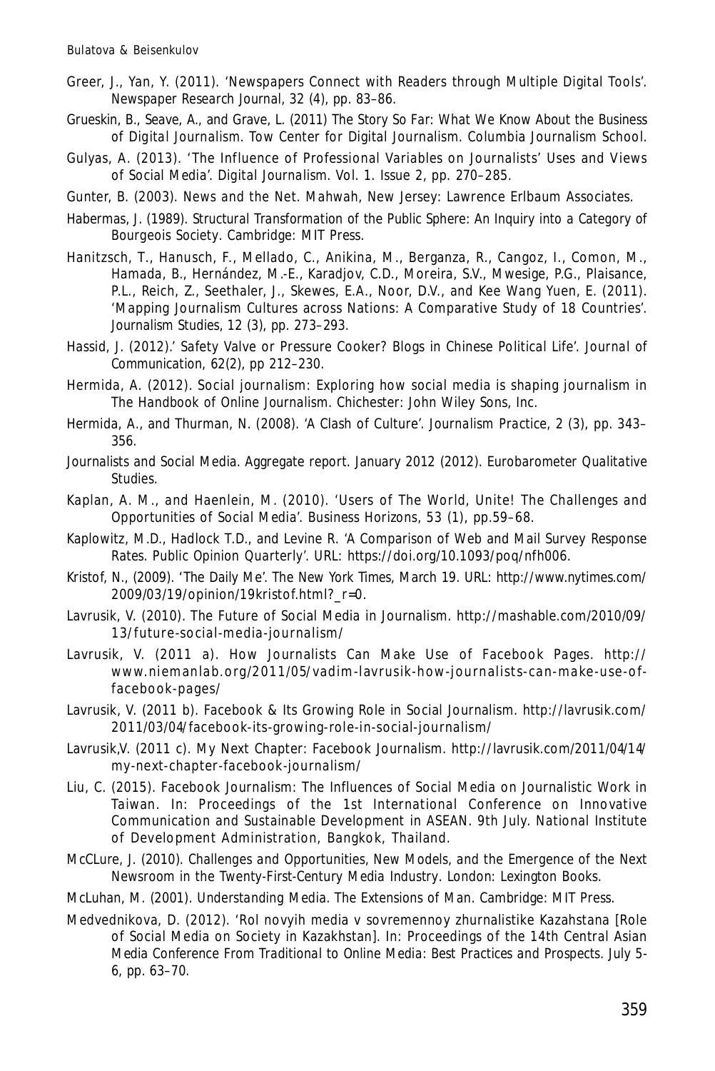Greer, J., Yan, Y. (2011). 'Newspapers Connect with Readers through Multiple Digital Tools'. *Newspaper Research Journal*, 32 (4), pp. 83–86.

Grueskin, B., Seave, A., and Grave, L. (2011) *The Story So Far: What We Know About the Business of Digital Journalism*. Tow Center for Digital Journalism. Columbia Journalism School.

Gulyas, A. (2013). 'The Influence of Professional Variables on Journalists' Uses and Views of Social Media'. *Digital Journalism*. Vol. 1. Issue 2, pp. 270–285.

Gunter, B. (2003). *News and the Net*. Mahwah, New Jersey: Lawrence Erlbaum Associates.

Habermas, J. (1989). *Structural Transformation of the Public Sphere: An Inquiry into a Category of Bourgeois Society*. Cambridge: MIT Press.

Hanitzsch, T., Hanusch, F., Mellado, C., Anikina, M., Berganza, R., Cangoz, I., Comon, M., Hamada, B., Hernández, M.-E., Karadjov, C.D., Moreira, S.V., Mwesige, P.G., Plaisance, P.L., Reich, Z., Seethaler, J., Skewes, E.A., Noor, D.V., and Kee Wang Yuen, E. (2011). 'Mapping Journalism Cultures across Nations: A Comparative Study of 18 Countries'. *Journalism Studies*, 12 (3), pp. 273–293.

Hassid, J. (2012).' Safety Valve or Pressure Cooker? Blogs in Chinese Political Life'. *Journal of Communication*, 62(2), pp 212–230.

Hermida, A. (2012). Social journalism: Exploring how social media is shaping journalism in *The Handbook of Online Journalism*. Chichester: John Wiley Sons, Inc.

Hermida, A., and Thurman, N. (2008). 'A Clash of Culture'. *Journalism Practice*, 2 (3), pp. 343–356.

Journalists and Social Media. Aggregate report. January 2012 (2012). Eurobarometer Qualitative Studies.

Kaplan, A. M., and Haenlein, M. (2010). 'Users of The World, Unite! The Challenges and Opportunities of Social Media'. *Business Horizons*, 53 (1), pp.59–68.

Kaplowitz, M.D., Hadlock T.D., and Levine R. 'A Comparison of Web and Mail Survey Response Rates. Public Opinion Quarterly'. URL: https://doi.org/10.1093/poq/nfh006.

Kristof, N., (2009). 'The Daily Me'. *The New York Times*, March 19. URL: http://www.nytimes.com/2009/03/19/opinion/19kristof.html?_r=0.

Lavrusik, V. (2010). *The Future of Social Media in Journalism*. http://mashable.com/2010/09/13/future-social-media-journalism/

Lavrusik, V. (2011 a). *How Journalists Can Make Use of Facebook Pages*. http://www.niemanlab.org/2011/05/vadim-lavrusik-how-journalists-can-make-use-of-facebook-pages/

Lavrusik, V. (2011 b). *Facebook & Its Growing Role in Social Journalism*. http://lavrusik.com/2011/03/04/facebook-its-growing-role-in-social-journalism/

Lavrusik,V. (2011 c). *My Next Chapter: Facebook Journalism*. http://lavrusik.com/2011/04/14/my-next-chapter-facebook-journalism/

Liu, C. (2015). Facebook Journalism: The Influences of Social Media on Journalistic Work in Taiwan. In: Proceedings of the 1st International Conference on Innovative Communication and Sustainable Development in ASEAN. 9th July. National Institute of Development Administration, Bangkok, Thailand.

McCLure, J. (2010). *Challenges and Opportunities, New Models, and the Emergence of the Next Newsroom in the Twenty-First-Century Media Industry*. London: Lexington Books.

McLuhan, M. (2001). *Understanding Media. The Extensions of Man*. Cambridge: MIT Press.

Medvednikova, D. (2012). 'Rol novyih media v sovremennoy zhurnalistike Kazahstana [Role of Social Media on Society in Kazakhstan]. In: *Proceedings of the 14th Central Asian Media Conference From Traditional to Online Media: Best Practices and Prospects*. July 5-6, pp. 63–70.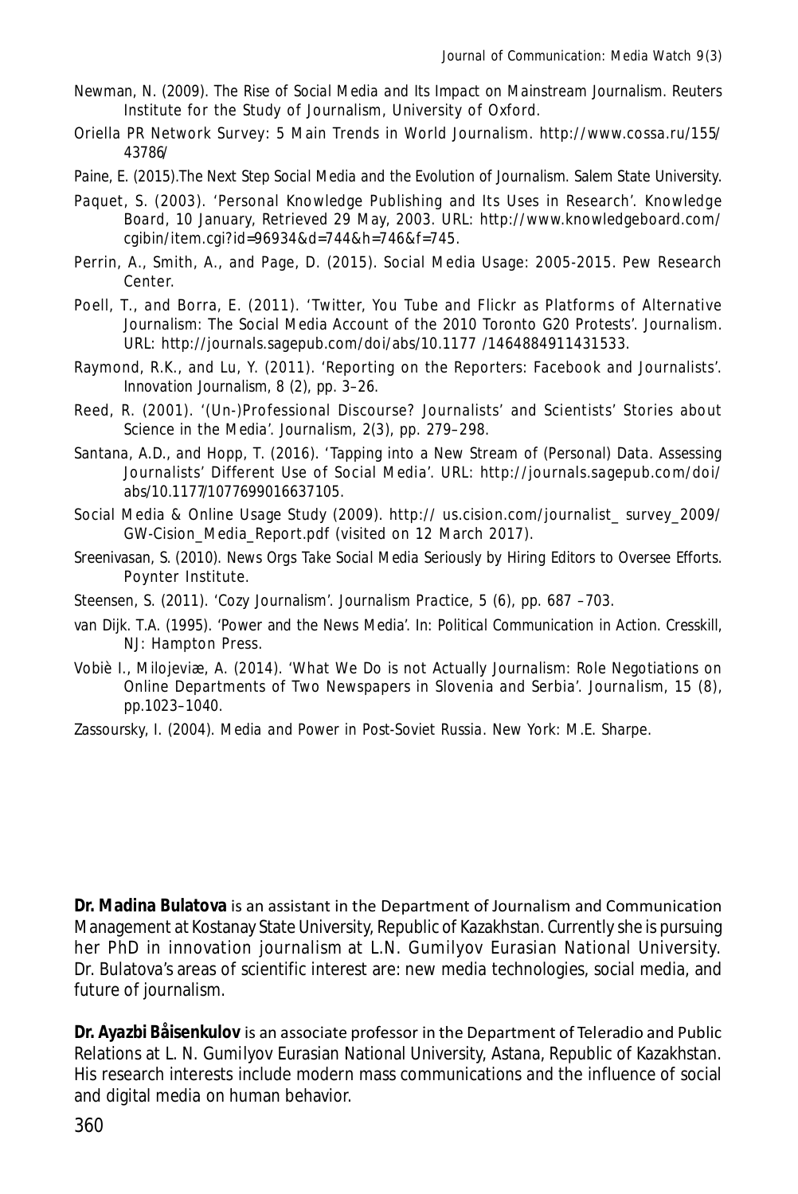Newman, N. (2009). The Rise of Social Media and Its Impact on Mainstream Journalism. Reuters Institute for the Study of Journalism, University of Oxford.

Oriella PR Network Survey: 5 Main Trends in World Journalism. http://www.cossa.ru/155/43786/

Paine, E. (2015).The Next Step Social Media and the Evolution of Journalism. Salem State University.

Paquet, S. (2003). 'Personal Knowledge Publishing and Its Uses in Research'. Knowledge Board, 10 January, Retrieved 29 May, 2003. URL: http://www.knowledgeboard.com/cgibin/item.cgi?id=96934&d=744&h=746&f=745.

Perrin, A., Smith, A., and Page, D. (2015). Social Media Usage: 2005-2015. Pew Research Center.

Poell, T., and Borra, E. (2011). 'Twitter, You Tube and Flickr as Platforms of Alternative Journalism: The Social Media Account of the 2010 Toronto G20 Protests'. Journalism. URL: http://journals.sagepub.com/doi/abs/10.1177 /1464884911431533.

Raymond, R.K., and Lu, Y. (2011). 'Reporting on the Reporters: Facebook and Journalists'. Innovation Journalism, 8 (2), pp. 3–26.

Reed, R. (2001). '(Un-)Professional Discourse? Journalists' and Scientists' Stories about Science in the Media'. Journalism, 2(3), pp. 279–298.

Santana, A.D., and Hopp, T. (2016). 'Tapping into a New Stream of (Personal) Data. Assessing Journalists' Different Use of Social Media'. URL: http://journals.sagepub.com/doi/abs/10.1177/1077699016637105.

Social Media & Online Usage Study (2009). http:// us.cision.com/journalist_ survey_2009/GW-Cision_Media_Report.pdf (visited on 12 March 2017).

Sreenivasan, S. (2010). News Orgs Take Social Media Seriously by Hiring Editors to Oversee Efforts. Poynter Institute.

Steensen, S. (2011). 'Cozy Journalism'. Journalism Practice, 5 (6), pp. 687 –703.

van Dijk. T.A. (1995). 'Power and the News Media'. In: Political Communication in Action. Cresskill, NJ: Hampton Press.

Vobiè I., Milojeviæ, A. (2014). 'What We Do is not Actually Journalism: Role Negotiations on Online Departments of Two Newspapers in Slovenia and Serbia'. Journalism, 15 (8), pp.1023–1040.

Zassoursky, I. (2004). Media and Power in Post-Soviet Russia. New York: M.E. Sharpe.

**Dr. Madina Bulatova** is an assistant in the Department of Journalism and Communication Management at Kostanay State University, Republic of Kazakhstan. Currently she is pursuing her PhD in innovation journalism at L.N. Gumilyov Eurasian National University. Dr. Bulatova's areas of scientific interest are: new media technologies, social media, and future of journalism.

**Dr. Ayazbi Båisenkulov** is an associate professor in the Department of Teleradio and Public Relations at L. N. Gumilyov Eurasian National University, Astana, Republic of Kazakhstan. His research interests include modern mass communications and the influence of social and digital media on human behavior.